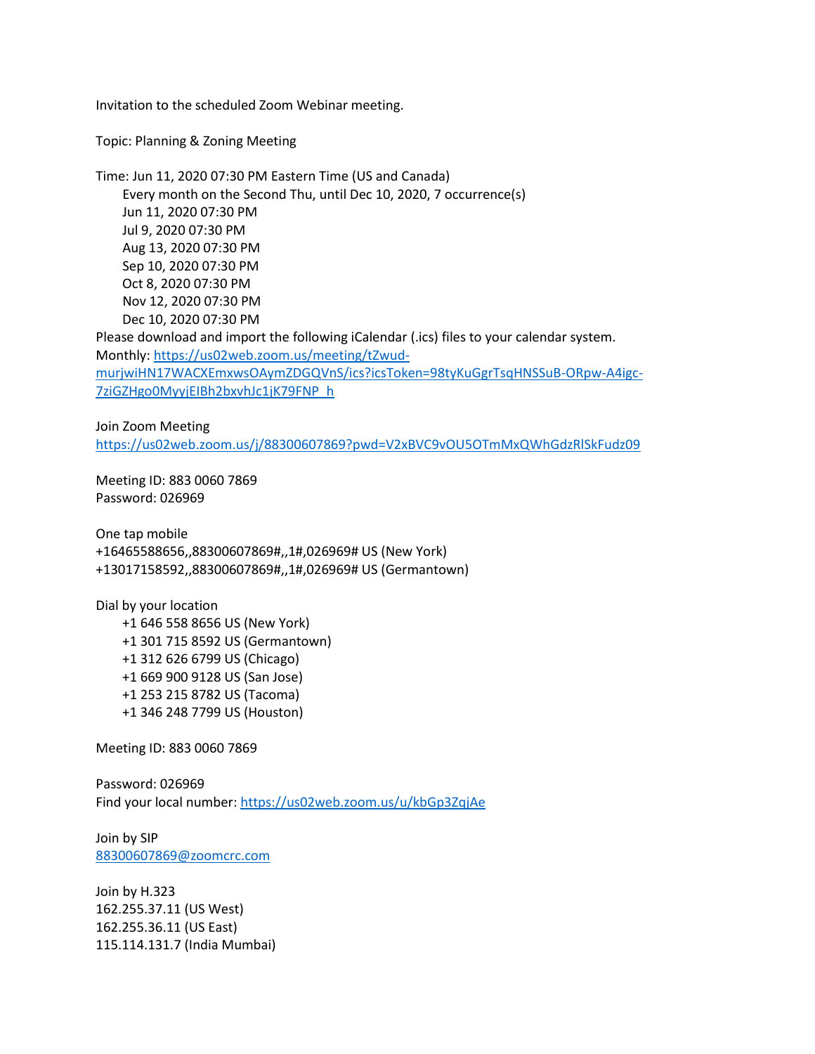Invitation to the scheduled Zoom Webinar meeting.

Topic: Planning & Zoning Meeting

Time: Jun 11, 2020 07:30 PM Eastern Time (US and Canada)
Every month on the Second Thu, until Dec 10, 2020, 7 occurrence(s)
Jun 11, 2020 07:30 PM
Jul 9, 2020 07:30 PM
Aug 13, 2020 07:30 PM
Sep 10, 2020 07:30 PM
Oct 8, 2020 07:30 PM
Nov 12, 2020 07:30 PM
Dec 10, 2020 07:30 PM
Please download and import the following iCalendar (.ics) files to your calendar system.
Monthly: https://us02web.zoom.us/meeting/tZwud-murjwiHN17WACXEmxwsOAymZDGQVnS/ics?icsToken=98tyKuGgrTsqHNSSuB-ORpw-A4igc-7ziGZHgo0MyyjEIBh2bxvhJc1jK79FNP_h

Join Zoom Meeting
https://us02web.zoom.us/j/88300607869?pwd=V2xBVC9vOU5OTmMxQWhGdzRlSkFudz09

Meeting ID: 883 0060 7869
Password: 026969

One tap mobile
+16465588656,,88300607869#,,1#,026969# US (New York)
+13017158592,,88300607869#,,1#,026969# US (Germantown)

Dial by your location
+1 646 558 8656 US (New York)
+1 301 715 8592 US (Germantown)
+1 312 626 6799 US (Chicago)
+1 669 900 9128 US (San Jose)
+1 253 215 8782 US (Tacoma)
+1 346 248 7799 US (Houston)

Meeting ID: 883 0060 7869

Password: 026969
Find your local number: https://us02web.zoom.us/u/kbGp3ZqjAe

Join by SIP
88300607869@zoomcrc.com

Join by H.323
162.255.37.11 (US West)
162.255.36.11 (US East)
115.114.131.7 (India Mumbai)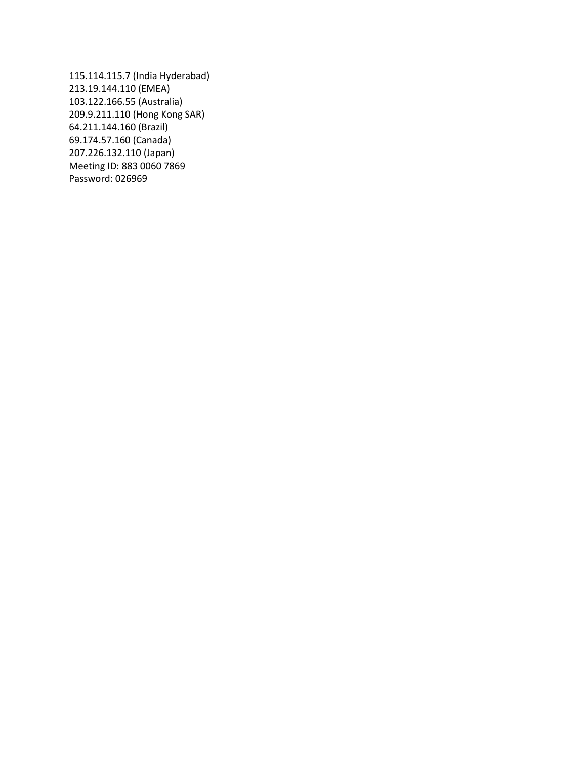115.114.115.7 (India Hyderabad)
213.19.144.110 (EMEA)
103.122.166.55 (Australia)
209.9.211.110 (Hong Kong SAR)
64.211.144.160 (Brazil)
69.174.57.160 (Canada)
207.226.132.110 (Japan)
Meeting ID: 883 0060 7869
Password: 026969